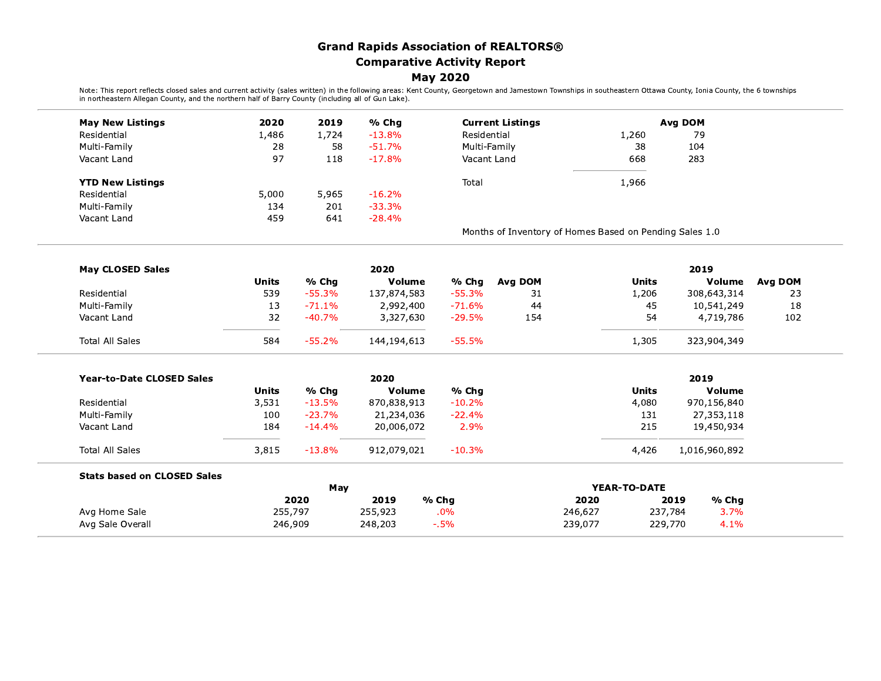# Grand Rapids Association of REALTORS®
## Comparative Activity Report
## May 2020

Note: This report reflects closed sales and current activity (sales written) in the following areas: Kent County, Georgetown and Jamestown Townships in southeastern Ottawa County, Ionia County, the 6 townships in northeastern Allegan County, and the northern half of Barry County (including all of Gun Lake).

| May New Listings | 2020 | 2019 | % Chg |
|---|---|---|---|
| Residential | 1,486 | 1,724 | -13.8% |
| Multi-Family | 28 | 58 | -51.7% |
| Vacant Land | 97 | 118 | -17.8% |

| YTD New Listings | 2020 | 2019 | % Chg |
|---|---|---|---|
| Residential | 5,000 | 5,965 | -16.2% |
| Multi-Family | 134 | 201 | -33.3% |
| Vacant Land | 459 | 641 | -28.4% |

| Current Listings | | Avg DOM |
|---|---|---|
| Residential | 1,260 | 79 |
| Multi-Family | 38 | 104 |
| Vacant Land | 668 | 283 |
| Total | 1,966 | |

Months of Inventory of Homes Based on Pending Sales 1.0

| May CLOSED Sales | 2020 | | | | | 2019 | | |
|---|---|---|---|---|---|---|---|---|
| | Units | % Chg | Volume | % Chg | Avg DOM | Units | Volume | Avg DOM |
| Residential | 539 | -55.3% | 137,874,583 | -55.3% | 31 | 1,206 | 308,643,314 | 23 |
| Multi-Family | 13 | -71.1% | 2,992,400 | -71.6% | 44 | 45 | 10,541,249 | 18 |
| Vacant Land | 32 | -40.7% | 3,327,630 | -29.5% | 154 | 54 | 4,719,786 | 102 |
| Total All Sales | 584 | -55.2% | 144,194,613 | -55.5% | | 1,305 | 323,904,349 | |

| Year-to-Date CLOSED Sales | 2020 | | | | 2019 | |
|---|---|---|---|---|---|---|
| | Units | % Chg | Volume | % Chg | Units | Volume |
| Residential | 3,531 | -13.5% | 870,838,913 | -10.2% | 4,080 | 970,156,840 |
| Multi-Family | 100 | -23.7% | 21,234,036 | -22.4% | 131 | 27,353,118 |
| Vacant Land | 184 | -14.4% | 20,006,072 | 2.9% | 215 | 19,450,934 |
| Total All Sales | 3,815 | -13.8% | 912,079,021 | -10.3% | 4,426 | 1,016,960,892 |

| Stats based on CLOSED Sales | May | | | YEAR-TO-DATE | | |
|---|---|---|---|---|---|---|
| | 2020 | 2019 | % Chg | 2020 | 2019 | % Chg |
| Avg Home Sale | 255,797 | 255,923 | .0% | 246,627 | 237,784 | 3.7% |
| Avg Sale Overall | 246,909 | 248,203 | -.5% | 239,077 | 229,770 | 4.1% |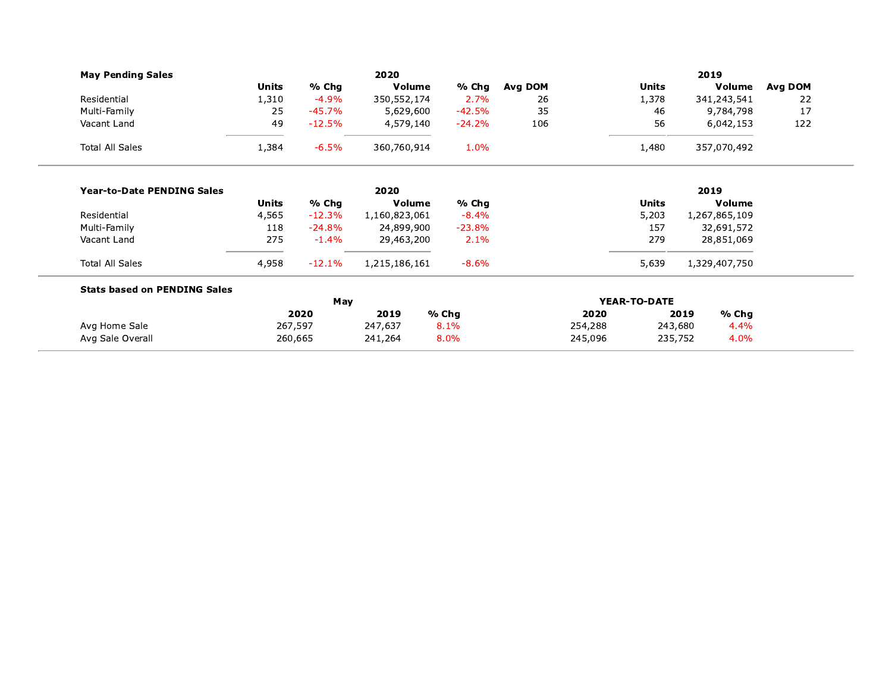**May Pending Sales**

| | 2020 | | | | | 2019 | | |
|---|---|---|---|---|---|---|---|---|
| | Units | % Chg | Volume | % Chg | Avg DOM | Units | Volume | Avg DOM |
| Residential | 1,310 | -4.9% | 350,552,174 | 2.7% | 26 | 1,378 | 341,243,541 | 22 |
| Multi-Family | 25 | -45.7% | 5,629,600 | -42.5% | 35 | 46 | 9,784,798 | 17 |
| Vacant Land | 49 | -12.5% | 4,579,140 | -24.2% | 106 | 56 | 6,042,153 | 122 |
| Total All Sales | 1,384 | -6.5% | 360,760,914 | 1.0% | | 1,480 | 357,070,492 | |

**Year-to-Date PENDING Sales**

| | 2020 | | | | 2019 | |
|---|---|---|---|---|---|---|
| | Units | % Chg | Volume | % Chg | Units | Volume |
| Residential | 4,565 | -12.3% | 1,160,823,061 | -8.4% | 5,203 | 1,267,865,109 |
| Multi-Family | 118 | -24.8% | 24,899,900 | -23.8% | 157 | 32,691,572 |
| Vacant Land | 275 | -1.4% | 29,463,200 | 2.1% | 279 | 28,851,069 |
| Total All Sales | 4,958 | -12.1% | 1,215,186,161 | -8.6% | 5,639 | 1,329,407,750 |

**Stats based on PENDING Sales**

| | May | | | YEAR-TO-DATE | | |
|---|---|---|---|---|---|---|
| | 2020 | 2019 | % Chg | 2020 | 2019 | % Chg |
| Avg Home Sale | 267,597 | 247,637 | 8.1% | 254,288 | 243,680 | 4.4% |
| Avg Sale Overall | 260,665 | 241,264 | 8.0% | 245,096 | 235,752 | 4.0% |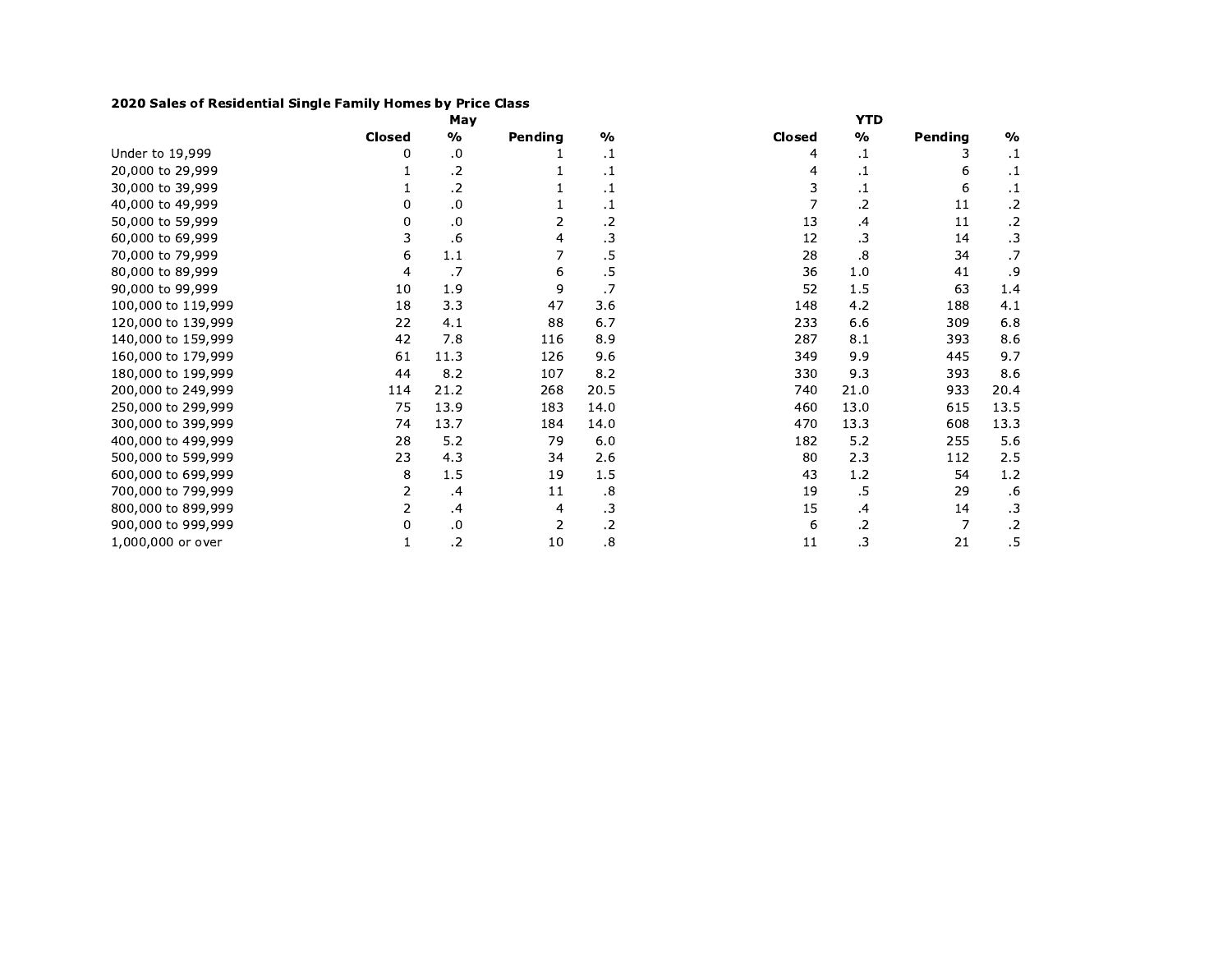**2020 Sales of Residential Single Family Homes by Price Class**

| | May | | | | YTD | | | |
|---|---|---|---|---|---|---|---|---|
| | Closed | % | Pending | % | Closed | % | Pending | % |
| Under to 19,999 | 0 | .0 | 1 | .1 | 4 | .1 | 3 | .1 |
| 20,000 to 29,999 | 1 | .2 | 1 | .1 | 4 | .1 | 6 | .1 |
| 30,000 to 39,999 | 1 | .2 | 1 | .1 | 3 | .1 | 6 | .1 |
| 40,000 to 49,999 | 0 | .0 | 1 | .1 | 7 | .2 | 11 | .2 |
| 50,000 to 59,999 | 0 | .0 | 2 | .2 | 13 | .4 | 11 | .2 |
| 60,000 to 69,999 | 3 | .6 | 4 | .3 | 12 | .3 | 14 | .3 |
| 70,000 to 79,999 | 6 | 1.1 | 7 | .5 | 28 | .8 | 34 | .7 |
| 80,000 to 89,999 | 4 | .7 | 6 | .5 | 36 | 1.0 | 41 | .9 |
| 90,000 to 99,999 | 10 | 1.9 | 9 | .7 | 52 | 1.5 | 63 | 1.4 |
| 100,000 to 119,999 | 18 | 3.3 | 47 | 3.6 | 148 | 4.2 | 188 | 4.1 |
| 120,000 to 139,999 | 22 | 4.1 | 88 | 6.7 | 233 | 6.6 | 309 | 6.8 |
| 140,000 to 159,999 | 42 | 7.8 | 116 | 8.9 | 287 | 8.1 | 393 | 8.6 |
| 160,000 to 179,999 | 61 | 11.3 | 126 | 9.6 | 349 | 9.9 | 445 | 9.7 |
| 180,000 to 199,999 | 44 | 8.2 | 107 | 8.2 | 330 | 9.3 | 393 | 8.6 |
| 200,000 to 249,999 | 114 | 21.2 | 268 | 20.5 | 740 | 21.0 | 933 | 20.4 |
| 250,000 to 299,999 | 75 | 13.9 | 183 | 14.0 | 460 | 13.0 | 615 | 13.5 |
| 300,000 to 399,999 | 74 | 13.7 | 184 | 14.0 | 470 | 13.3 | 608 | 13.3 |
| 400,000 to 499,999 | 28 | 5.2 | 79 | 6.0 | 182 | 5.2 | 255 | 5.6 |
| 500,000 to 599,999 | 23 | 4.3 | 34 | 2.6 | 80 | 2.3 | 112 | 2.5 |
| 600,000 to 699,999 | 8 | 1.5 | 19 | 1.5 | 43 | 1.2 | 54 | 1.2 |
| 700,000 to 799,999 | 2 | .4 | 11 | .8 | 19 | .5 | 29 | .6 |
| 800,000 to 899,999 | 2 | .4 | 4 | .3 | 15 | .4 | 14 | .3 |
| 900,000 to 999,999 | 0 | .0 | 2 | .2 | 6 | .2 | 7 | .2 |
| 1,000,000 or over | 1 | .2 | 10 | .8 | 11 | .3 | 21 | .5 |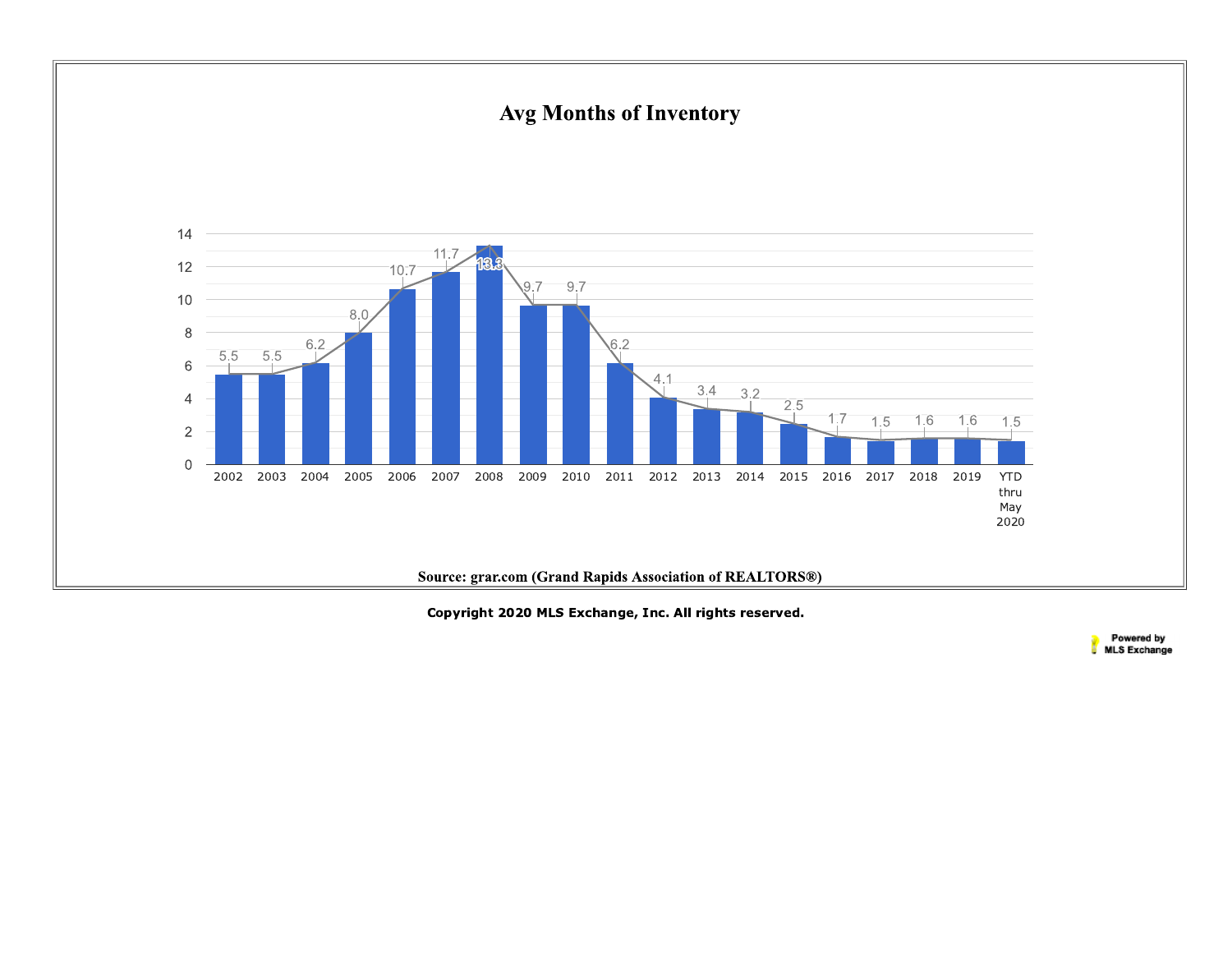# Avg Months of Inventory

14
12
10
8
6
4
2
0

5.5 5.5 6.2 8.0 10.7 11.7 13.3 9.7 9.7 6.2 4.1 3.4 3.2 2.5 1.7 1.5 1.6 1.6 1.5

2002 2003 2004 2005 2006 2007 2008 2009 2010 2011 2012 2013 2014 2015 2016 2017 2018 2019 YTD thru May 2020

Source: grar.com (Grand Rapids Association of REALTORS®)

**Copyright 2020 MLS Exchange, Inc. All rights reserved.**

Powered by MLS Exchange